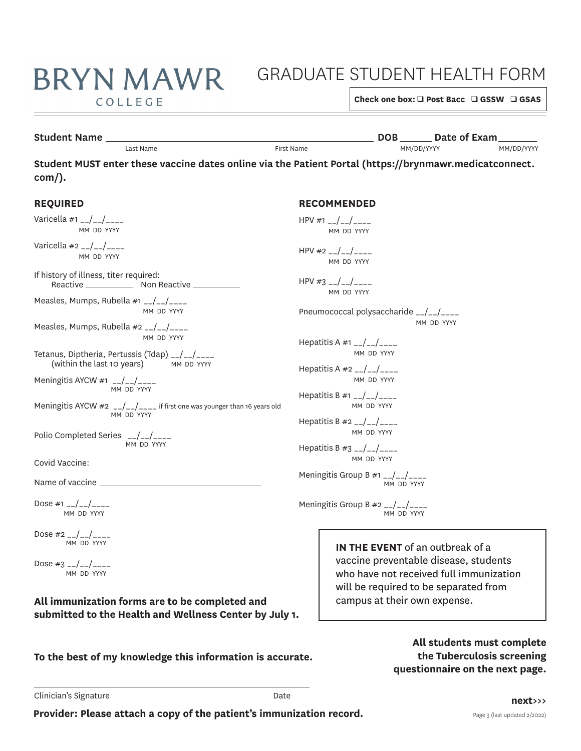# BRYN MAWR COLLEGE

# GRADUATE STUDENT HEALTH FORM

**Check one box:** ❑ **Post Bacc** ❑ **GSSW** ❑ **GSAS**

**Student Name** ________________________________ ________________________________ **DOB** ______ **Date of Exam** ______
Last Name First Name MM/DD/YYYY MM/DD/YYYY

**Student MUST enter these vaccine dates online via the Patient Portal (https://brynmawr.medicatconnect.com/).**

## REQUIRED

Varicella #1 __/__/____ (MM DD YYYY)

Varicella #2 __/__/____ (MM DD YYYY)

If history of illness, titer required:
Reactive __________ Non Reactive __________

Measles, Mumps, Rubella #1 __/__/____ (MM DD YYYY)

Measles, Mumps, Rubella #2 __/__/____ (MM DD YYYY)

Tetanus, Diptheria, Pertussis (Tdap) __/__/____ (MM DD YYYY)
(within the last 10 years)

Meningitis AYCW #1 __/__/____ (MM DD YYYY)

Meningitis AYCW #2 __/__/____ (MM DD YYYY) if first one was younger than 16 years old

Polio Completed Series __/__/____ (MM DD YYYY)

Covid Vaccine:

Name of vaccine ________________________________

Dose #1 __/__/____ (MM DD YYYY)

Dose #2 __/__/____ (MM DD YYYY)

Dose #3 __/__/____ (MM DD YYYY)

**All immunization forms are to be completed and submitted to the Health and Wellness Center by July 1.**

## RECOMMENDED

HPV #1 __/__/____ (MM DD YYYY)

HPV #2 __/__/____ (MM DD YYYY)

HPV #3 __/__/____ (MM DD YYYY)

Pneumococcal polysaccharide __/__/____ (MM DD YYYY)

Hepatitis A #1 __/__/____ (MM DD YYYY)

Hepatitis A #2 __/__/____ (MM DD YYYY)

Hepatitis B #1 __/__/____ (MM DD YYYY)

Hepatitis B #2 __/__/____ (MM DD YYYY)

Hepatitis B #3 __/__/____ (MM DD YYYY)

Meningitis Group B #1 __/__/____ (MM DD YYYY)

Meningitis Group B #2 __/__/____ (MM DD YYYY)

**IN THE EVENT** of an outbreak of a vaccine preventable disease, students who have not received full immunization will be required to be separated from campus at their own expense.

**To the best of my knowledge this information is accurate.**

**All students must complete the Tuberculosis screening questionnaire on the next page.**

________________________________________________
Clinician's Signature Date

**Provider: Please attach a copy of the patient's immunization record.**

**next>>>**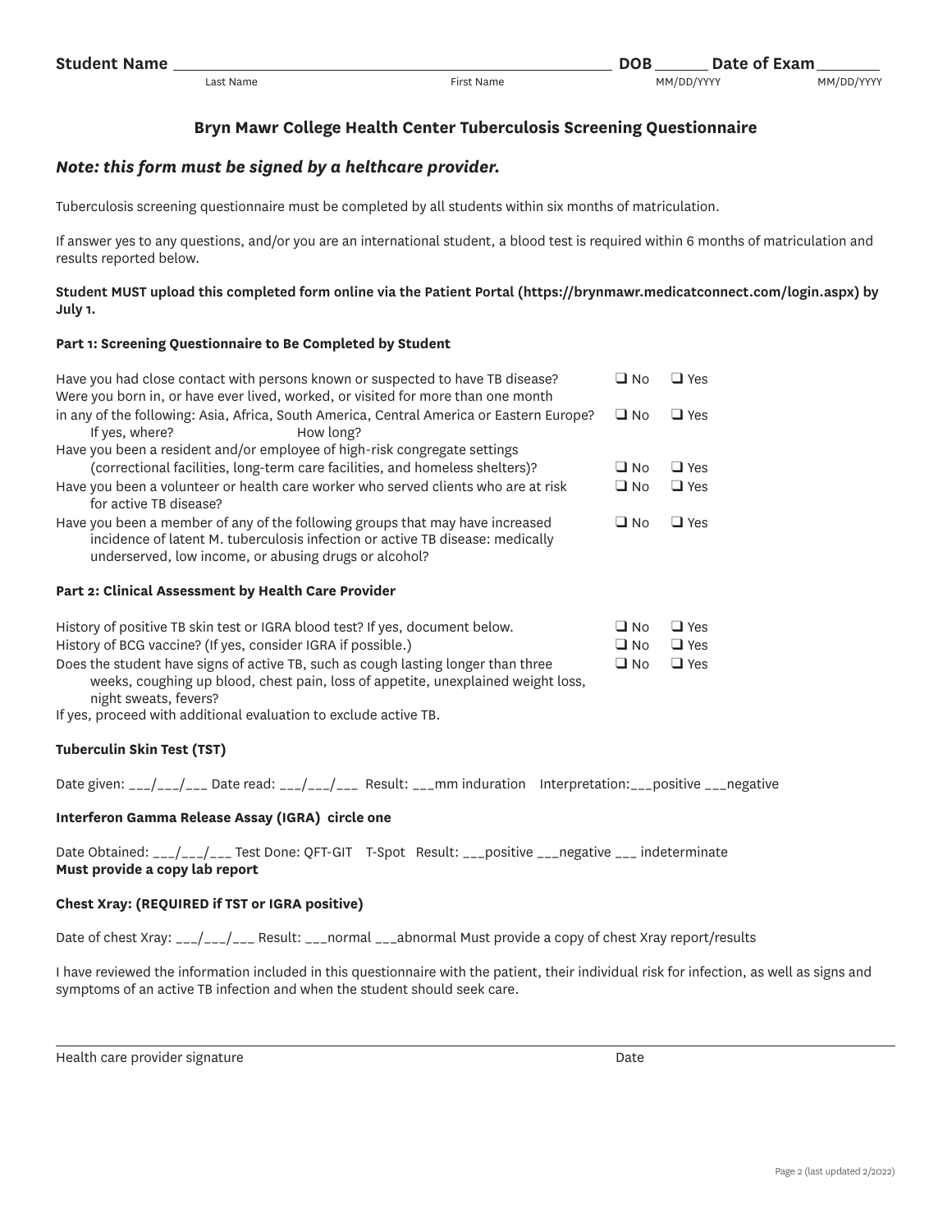**Student Name** ______________________________ **DOB** ______ **Date of Exam** ________

Last Name First Name MM/DD/YYYY MM/DD/YYYY

## Bryn Mawr College Health Center Tuberculosis Screening Questionnaire

### *Note: this form must be signed by a helthcare provider.*

Tuberculosis screening questionnaire must be completed by all students within six months of matriculation.

If answer yes to any questions, and/or you are an international student, a blood test is required within 6 months of matriculation and results reported below.

**Student MUST upload this completed form online via the Patient Portal (https://brynmawr.medicatconnect.com/login.aspx) by July 1.**

**Part 1: Screening Questionnaire to Be Completed by Student**

| | | |
|---|---|---|
| Have you had close contact with persons known or suspected to have TB disease? | ❑ No | ❑ Yes |
| Were you born in, or have ever lived, worked, or visited for more than one month in any of the following: Asia, Africa, South America, Central America or Eastern Europe? If yes, where? How long? | ❑ No | ❑ Yes |
| Have you been a resident and/or employee of high-risk congregate settings (correctional facilities, long-term care facilities, and homeless shelters)? | ❑ No | ❑ Yes |
| Have you been a volunteer or health care worker who served clients who are at risk for active TB disease? | ❑ No | ❑ Yes |
| Have you been a member of any of the following groups that may have increased incidence of latent M. tuberculosis infection or active TB disease: medically underserved, low income, or abusing drugs or alcohol? | ❑ No | ❑ Yes |

**Part 2: Clinical Assessment by Health Care Provider**

| | | |
|---|---|---|
| History of positive TB skin test or IGRA blood test? If yes, document below. | ❑ No | ❑ Yes |
| History of BCG vaccine? (If yes, consider IGRA if possible.) | ❑ No | ❑ Yes |
| Does the student have signs of active TB, such as cough lasting longer than three weeks, coughing up blood, chest pain, loss of appetite, unexplained weight loss, night sweats, fevers? | ❑ No | ❑ Yes |

If yes, proceed with additional evaluation to exclude active TB.

**Tuberculin Skin Test (TST)**

Date given: ___/___/___ Date read: ___/___/___ Result: ___mm induration Interpretation:___positive ___negative

**Interferon Gamma Release Assay (IGRA) circle one**

Date Obtained: ___/___/___ Test Done: QFT-GIT T-Spot Result: ___positive ___negative ___ indeterminate
**Must provide a copy lab report**

**Chest Xray: (REQUIRED if TST or IGRA positive)**

Date of chest Xray: ___/___/___ Result: ___normal ___abnormal Must provide a copy of chest Xray report/results

I have reviewed the information included in this questionnaire with the patient, their individual risk for infection, as well as signs and symptoms of an active TB infection and when the student should seek care.

_____________________________________________________________

Health care provider signature Date

Page 2 (last updated 2/2022)